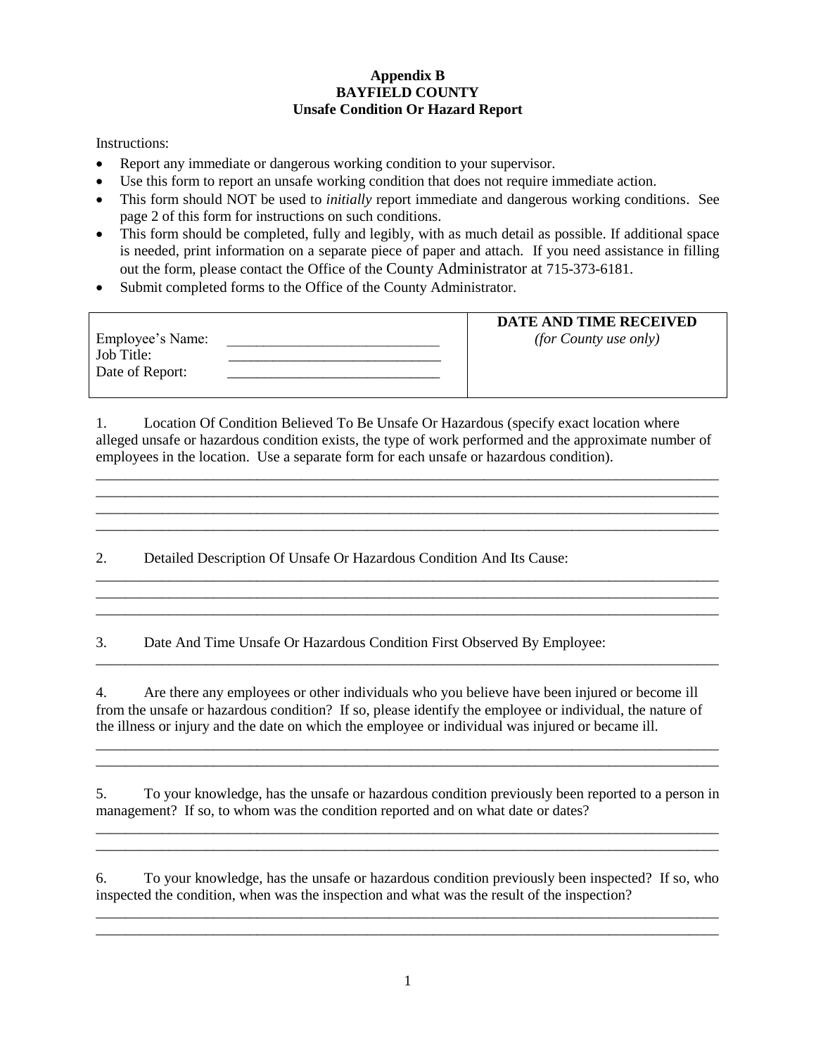**Appendix B**
**BAYFIELD COUNTY**
**Unsafe Condition Or Hazard Report**

Instructions:

- Report any immediate or dangerous working condition to your supervisor.
- Use this form to report an unsafe working condition that does not require immediate action.
- This form should NOT be used to *initially* report immediate and dangerous working conditions. See page 2 of this form for instructions on such conditions.
- This form should be completed, fully and legibly, with as much detail as possible. If additional space is needed, print information on a separate piece of paper and attach. If you need assistance in filling out the form, please contact the Office of the County Administrator at 715-373-6181.
- Submit completed forms to the Office of the County Administrator.

| | **DATE AND TIME RECEIVED** *(for County use only)* |
|---|---|
| Employee's Name: ____________________________<br>Job Title: ____________________________<br>Date of Report: ____________________________ | |

1. Location Of Condition Believed To Be Unsafe Or Hazardous (specify exact location where alleged unsafe or hazardous condition exists, the type of work performed and the approximate number of employees in the location. Use a separate form for each unsafe or hazardous condition).

_____________________________________________________________________________________
_____________________________________________________________________________________
_____________________________________________________________________________________
_____________________________________________________________________________________

2. Detailed Description Of Unsafe Or Hazardous Condition And Its Cause:

_____________________________________________________________________________________
_____________________________________________________________________________________
_____________________________________________________________________________________

3. Date And Time Unsafe Or Hazardous Condition First Observed By Employee:

_____________________________________________________________________________________

4. Are there any employees or other individuals who you believe have been injured or become ill from the unsafe or hazardous condition? If so, please identify the employee or individual, the nature of the illness or injury and the date on which the employee or individual was injured or became ill.

_____________________________________________________________________________________
_____________________________________________________________________________________

5. To your knowledge, has the unsafe or hazardous condition previously been reported to a person in management? If so, to whom was the condition reported and on what date or dates?

_____________________________________________________________________________________
_____________________________________________________________________________________

6. To your knowledge, has the unsafe or hazardous condition previously been inspected? If so, who inspected the condition, when was the inspection and what was the result of the inspection?

_____________________________________________________________________________________
_____________________________________________________________________________________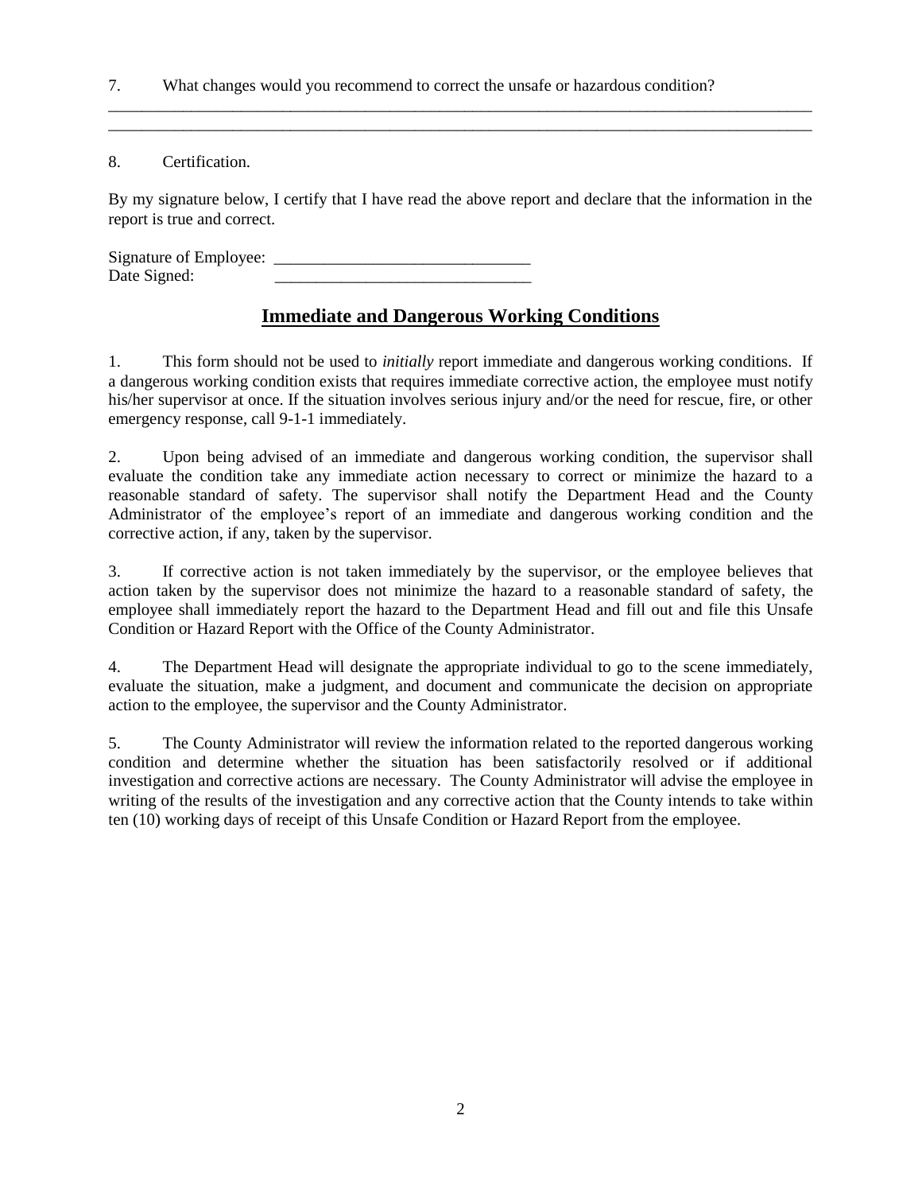7. What changes would you recommend to correct the unsafe or hazardous condition?

______________________________________________________________________________________
______________________________________________________________________________________

8. Certification.

By my signature below, I certify that I have read the above report and declare that the information in the report is true and correct.

Signature of Employee: _______________________________
Date Signed: _______________________________

## Immediate and Dangerous Working Conditions

1. This form should not be used to *initially* report immediate and dangerous working conditions. If a dangerous working condition exists that requires immediate corrective action, the employee must notify his/her supervisor at once. If the situation involves serious injury and/or the need for rescue, fire, or other emergency response, call 9-1-1 immediately.

2. Upon being advised of an immediate and dangerous working condition, the supervisor shall evaluate the condition take any immediate action necessary to correct or minimize the hazard to a reasonable standard of safety. The supervisor shall notify the Department Head and the County Administrator of the employee's report of an immediate and dangerous working condition and the corrective action, if any, taken by the supervisor.

3. If corrective action is not taken immediately by the supervisor, or the employee believes that action taken by the supervisor does not minimize the hazard to a reasonable standard of safety, the employee shall immediately report the hazard to the Department Head and fill out and file this Unsafe Condition or Hazard Report with the Office of the County Administrator.

4. The Department Head will designate the appropriate individual to go to the scene immediately, evaluate the situation, make a judgment, and document and communicate the decision on appropriate action to the employee, the supervisor and the County Administrator.

5. The County Administrator will review the information related to the reported dangerous working condition and determine whether the situation has been satisfactorily resolved or if additional investigation and corrective actions are necessary. The County Administrator will advise the employee in writing of the results of the investigation and any corrective action that the County intends to take within ten (10) working days of receipt of this Unsafe Condition or Hazard Report from the employee.